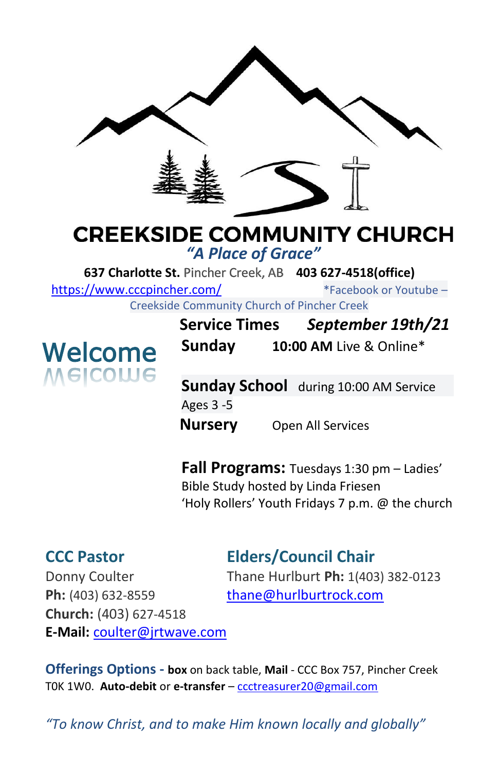# CREEKSIDE COMMUNITY CHURCH

*"A Place of Grace"*

**637 Charlotte St.** Pincher Creek, AB **403 627-4518(office)**

https://www.cccpincher.com/ *Facebook or Youtube – Creekside Community Church of Pincher Creek

## Welcome

**Service Times** ***September 19th/21***

**Sunday** **10:00 AM** Live & Online*

**Sunday School** during 10:00 AM Service Ages 3 -5

**Nursery** Open All Services

**Fall Programs:** Tuesdays 1:30 pm – Ladies' Bible Study hosted by Linda Friesen
'Holy Rollers' Youth Fridays 7 p.m. @ the church

### CCC Pastor

Donny Coulter
**Ph:** (403) 632-8559
**Church:** (403) 627-4518
**E-Mail:** coulter@jrtwave.com

### Elders/Council Chair

Thane Hurlburt **Ph:** 1(403) 382-0123
thane@hurlburtrock.com

**Offerings Options - box** on back table, **Mail** - CCC Box 757, Pincher Creek T0K 1W0. **Auto-debit** or **e-transfer** – ccctreasurer20@gmail.com

*"To know Christ, and to make Him known locally and globally"*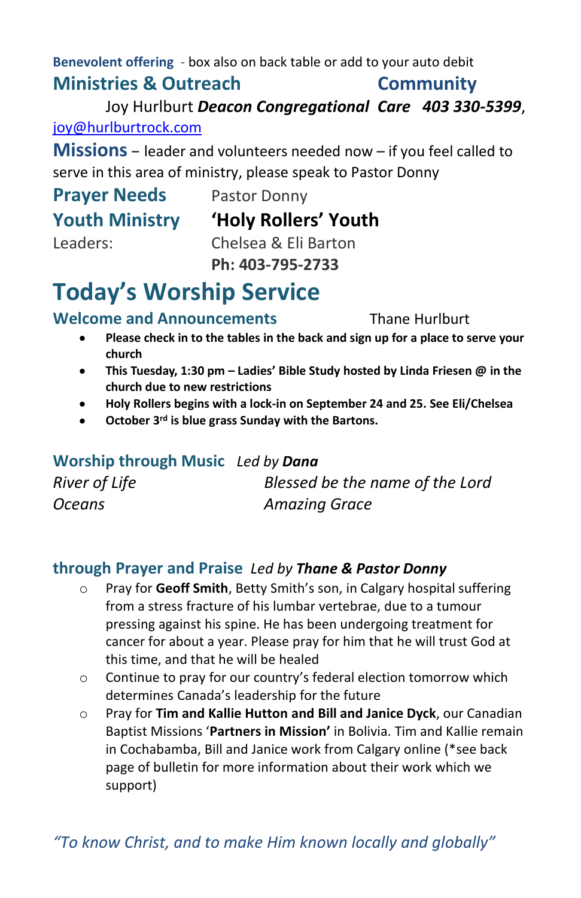**Benevolent offering** - box also on back table or add to your auto debit

## Ministries & Outreach

## Community

Joy Hurlburt ***Deacon Congregational Care 403 330-5399***, joy@hurlburtrock.com

**Missions** – leader and volunteers needed now – if you feel called to serve in this area of ministry, please speak to Pastor Donny

**Prayer Needs** Pastor Donny

**Youth Ministry** **'Holy Rollers' Youth**

Leaders: Chelsea & Eli Barton
**Ph: 403-795-2733**

# Today's Worship Service

### Welcome and Announcements

Thane Hurlburt

- **Please check in to the tables in the back and sign up for a place to serve your church**
- **This Tuesday, 1:30 pm – Ladies' Bible Study hosted by Linda Friesen @ in the church due to new restrictions**
- **Holy Rollers begins with a lock-in on September 24 and 25. See Eli/Chelsea**
- **October 3rd is blue grass Sunday with the Bartons.**

### Worship through Music *Led by **Dana***

*River of Life*
*Oceans*
*Blessed be the name of the Lord*
*Amazing Grace*

### through Prayer and Praise *Led by **Thane & Pastor Donny***

- Pray for **Geoff Smith**, Betty Smith's son, in Calgary hospital suffering from a stress fracture of his lumbar vertebrae, due to a tumour pressing against his spine. He has been undergoing treatment for cancer for about a year. Please pray for him that he will trust God at this time, and that he will be healed
- Continue to pray for our country's federal election tomorrow which determines Canada's leadership for the future
- Pray for **Tim and Kallie Hutton and Bill and Janice Dyck**, our Canadian Baptist Missions '**Partners in Mission'** in Bolivia. Tim and Kallie remain in Cochabamba, Bill and Janice work from Calgary online (*see back page of bulletin for more information about their work which we support)

*"To know Christ, and to make Him known locally and globally"*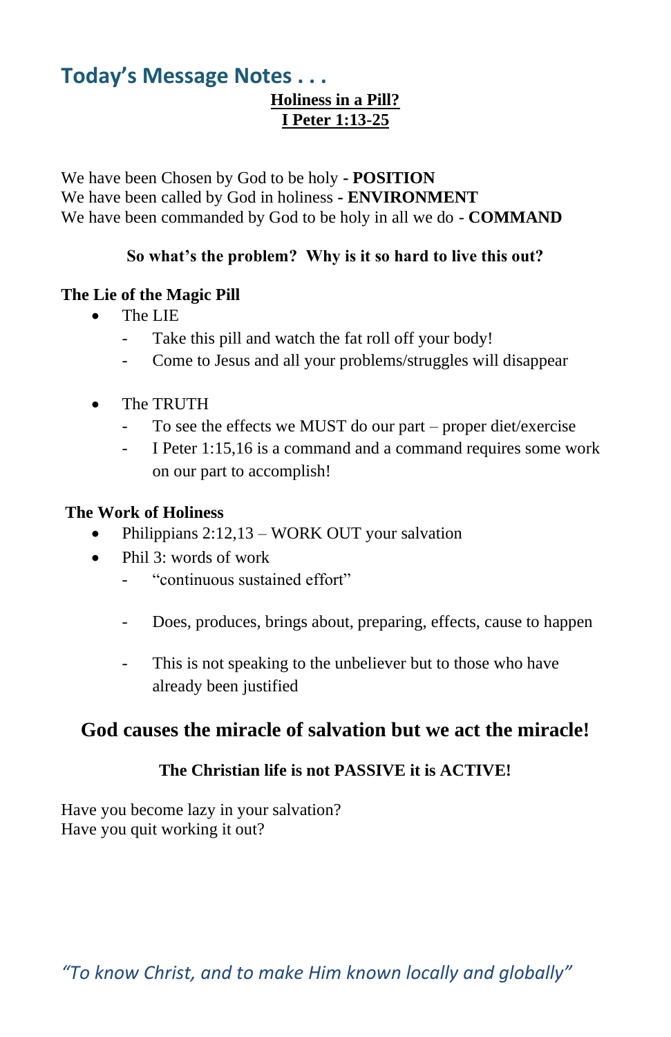## Today's Message Notes . . .

**Holiness in a Pill?**
**I Peter 1:13-25**

We have been Chosen by God to be holy - **POSITION**
We have been called by God in holiness - **ENVIRONMENT**
We have been commanded by God to be holy in all we do - **COMMAND**

**So what's the problem? Why is it so hard to live this out?**

**The Lie of the Magic Pill**

- The LIE
  - Take this pill and watch the fat roll off your body!
  - Come to Jesus and all your problems/struggles will disappear

- The TRUTH
  - To see the effects we MUST do our part – proper diet/exercise
  - I Peter 1:15,16 is a command and a command requires some work on our part to accomplish!

**The Work of Holiness**

- Philippians 2:12,13 – WORK OUT your salvation
- Phil 3: words of work
  - "continuous sustained effort"
  - Does, produces, brings about, preparing, effects, cause to happen
  - This is not speaking to the unbeliever but to those who have already been justified

**God causes the miracle of salvation but we act the miracle!**

**The Christian life is not PASSIVE it is ACTIVE!**

Have you become lazy in your salvation?
Have you quit working it out?

*"To know Christ, and to make Him known locally and globally"*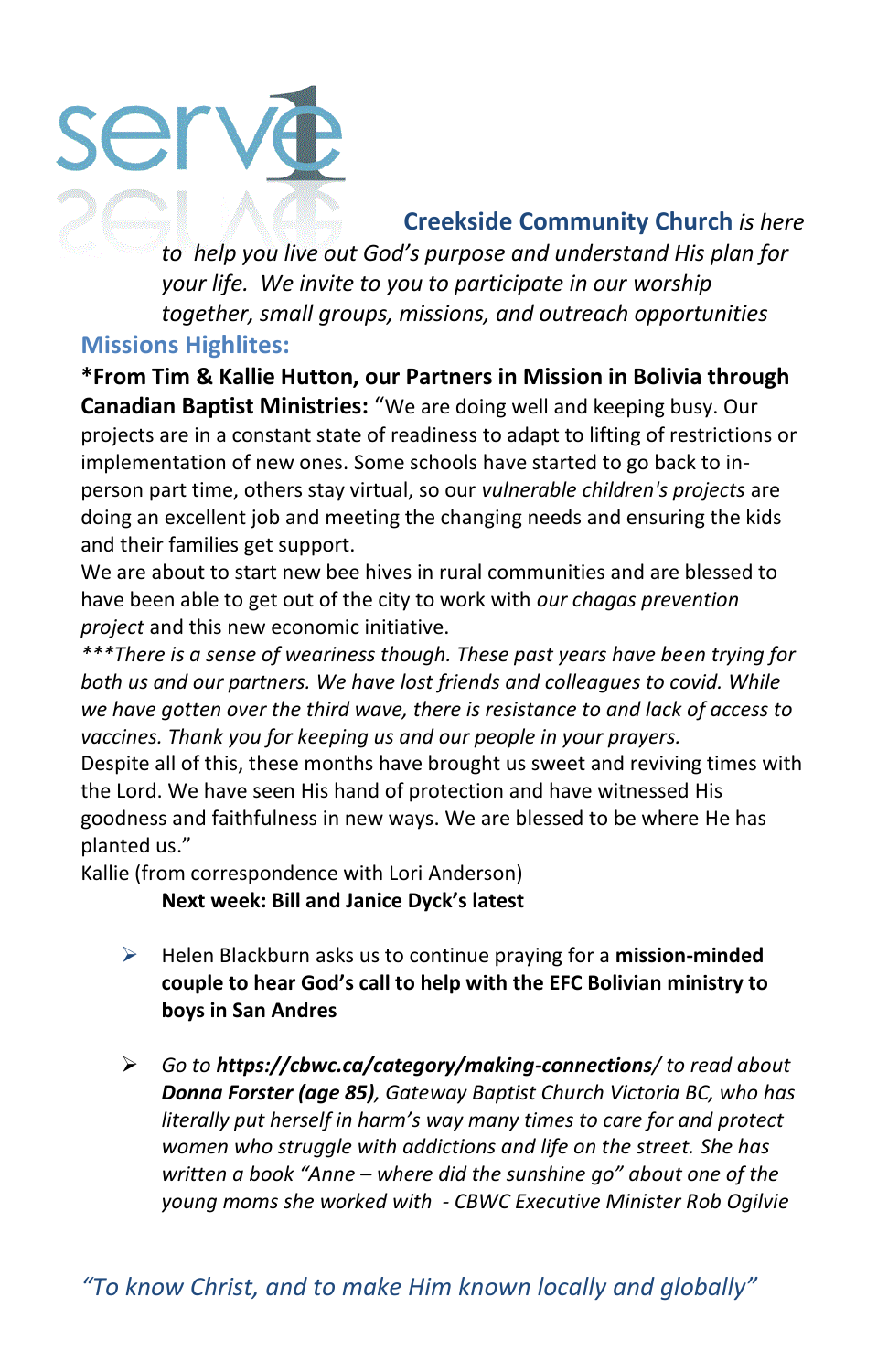serve1

**Creekside Community Church** *is here to help you live out God's purpose and understand His plan for your life. We invite to you to participate in our worship together, small groups, missions, and outreach opportunities*

## Missions Highlites:

**\*From Tim & Kallie Hutton, our Partners in Mission in Bolivia through Canadian Baptist Ministries:** "We are doing well and keeping busy. Our projects are in a constant state of readiness to adapt to lifting of restrictions or implementation of new ones. Some schools have started to go back to in-person part time, others stay virtual, so our *vulnerable children's projects* are doing an excellent job and meeting the changing needs and ensuring the kids and their families get support.

We are about to start new bee hives in rural communities and are blessed to have been able to get out of the city to work with *our chagas prevention project* and this new economic initiative.

*\*\*\*There is a sense of weariness though. These past years have been trying for both us and our partners. We have lost friends and colleagues to covid. While we have gotten over the third wave, there is resistance to and lack of access to vaccines. Thank you for keeping us and our people in your prayers.*

Despite all of this, these months have brought us sweet and reviving times with the Lord. We have seen His hand of protection and have witnessed His goodness and faithfulness in new ways. We are blessed to be where He has planted us."

Kallie (from correspondence with Lori Anderson)

**Next week: Bill and Janice Dyck's latest**

- Helen Blackburn asks us to continue praying for a **mission-minded couple to hear God's call to help with the EFC Bolivian ministry to boys in San Andres**

- *Go to **https://cbwc.ca/category/making-connections/** to read about **Donna Forster (age 85)**, Gateway Baptist Church Victoria BC, who has literally put herself in harm's way many times to care for and protect women who struggle with addictions and life on the street. She has written a book "Anne – where did the sunshine go" about one of the young moms she worked with - CBWC Executive Minister Rob Ogilvie*

*"To know Christ, and to make Him known locally and globally"*